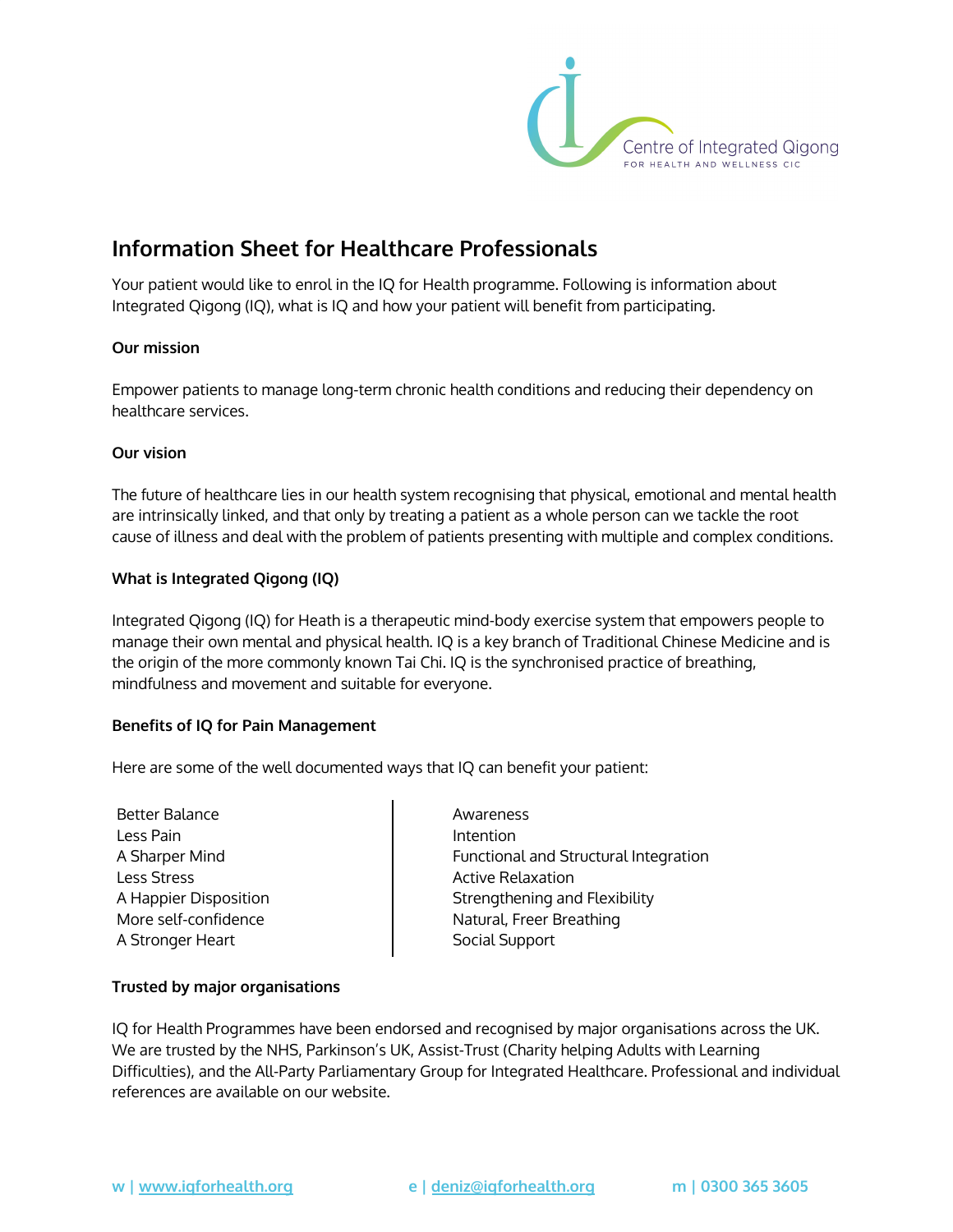Centre of Integrated Qigong
FOR HEALTH AND WELLNESS CIC

# Information Sheet for Healthcare Professionals

Your patient would like to enrol in the IQ for Health programme. Following is information about Integrated Qigong (IQ), what is IQ and how your patient will benefit from participating.

**Our mission**

Empower patients to manage long-term chronic health conditions and reducing their dependency on healthcare services.

**Our vision**

The future of healthcare lies in our health system recognising that physical, emotional and mental health are intrinsically linked, and that only by treating a patient as a whole person can we tackle the root cause of illness and deal with the problem of patients presenting with multiple and complex conditions.

**What is Integrated Qigong (IQ)**

Integrated Qigong (IQ) for Heath is a therapeutic mind-body exercise system that empowers people to manage their own mental and physical health. IQ is a key branch of Traditional Chinese Medicine and is the origin of the more commonly known Tai Chi. IQ is the synchronised practice of breathing, mindfulness and movement and suitable for everyone.

**Benefits of IQ for Pain Management**

Here are some of the well documented ways that IQ can benefit your patient:

- Better Balance
- Less Pain
- A Sharper Mind
- Less Stress
- A Happier Disposition
- More self-confidence
- A Stronger Heart
- Awareness
- Intention
- Functional and Structural Integration
- Active Relaxation
- Strengthening and Flexibility
- Natural, Freer Breathing
- Social Support

**Trusted by major organisations**

IQ for Health Programmes have been endorsed and recognised by major organisations across the UK. We are trusted by the NHS, Parkinson's UK, Assist-Trust (Charity helping Adults with Learning Difficulties), and the All-Party Parliamentary Group for Integrated Healthcare. Professional and individual references are available on our website.

w | www.iqforhealth.org e | deniz@iqforhealth.org m | 0300 365 3605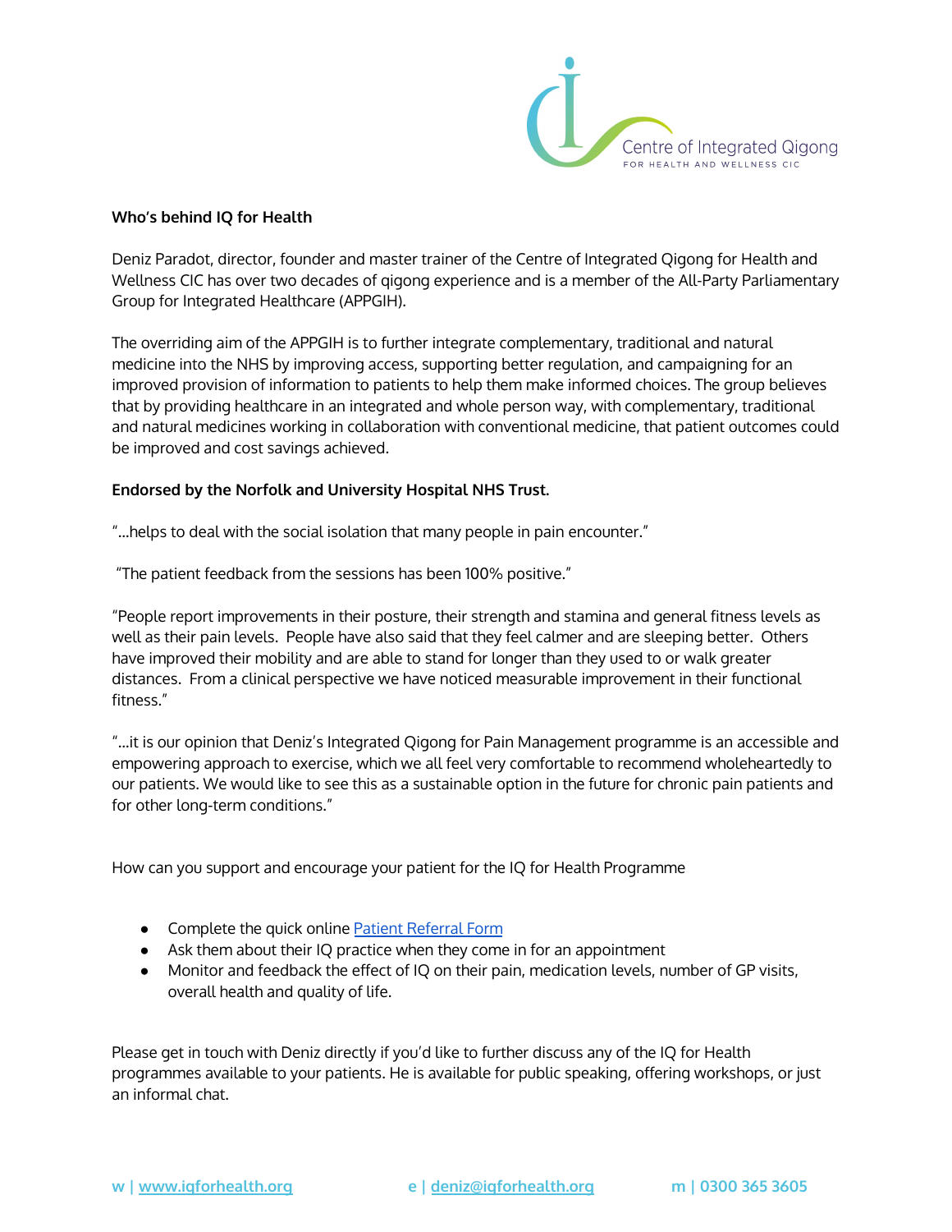Centre of Integrated Qigong
FOR HEALTH AND WELLNESS CIC

**Who's behind IQ for Health**

Deniz Paradot, director, founder and master trainer of the Centre of Integrated Qigong for Health and Wellness CIC has over two decades of qigong experience and is a member of the All-Party Parliamentary Group for Integrated Healthcare (APPGIH).

The overriding aim of the APPGIH is to further integrate complementary, traditional and natural medicine into the NHS by improving access, supporting better regulation, and campaigning for an improved provision of information to patients to help them make informed choices. The group believes that by providing healthcare in an integrated and whole person way, with complementary, traditional and natural medicines working in collaboration with conventional medicine, that patient outcomes could be improved and cost savings achieved.

**Endorsed by the Norfolk and University Hospital NHS Trust.**

"...helps to deal with the social isolation that many people in pain encounter."

"The patient feedback from the sessions has been 100% positive."

"People report improvements in their posture, their strength and stamina and general fitness levels as well as their pain levels. People have also said that they feel calmer and are sleeping better. Others have improved their mobility and are able to stand for longer than they used to or walk greater distances. From a clinical perspective we have noticed measurable improvement in their functional fitness."

"...it is our opinion that Deniz's Integrated Qigong for Pain Management programme is an accessible and empowering approach to exercise, which we all feel very comfortable to recommend wholeheartedly to our patients. We would like to see this as a sustainable option in the future for chronic pain patients and for other long-term conditions."

How can you support and encourage your patient for the IQ for Health Programme

- Complete the quick online [Patient Referral Form]
- Ask them about their IQ practice when they come in for an appointment
- Monitor and feedback the effect of IQ on their pain, medication levels, number of GP visits, overall health and quality of life.

Please get in touch with Deniz directly if you'd like to further discuss any of the IQ for Health programmes available to your patients. He is available for public speaking, offering workshops, or just an informal chat.

w | www.iqforhealth.org e | deniz@iqforhealth.org m | 0300 365 3605